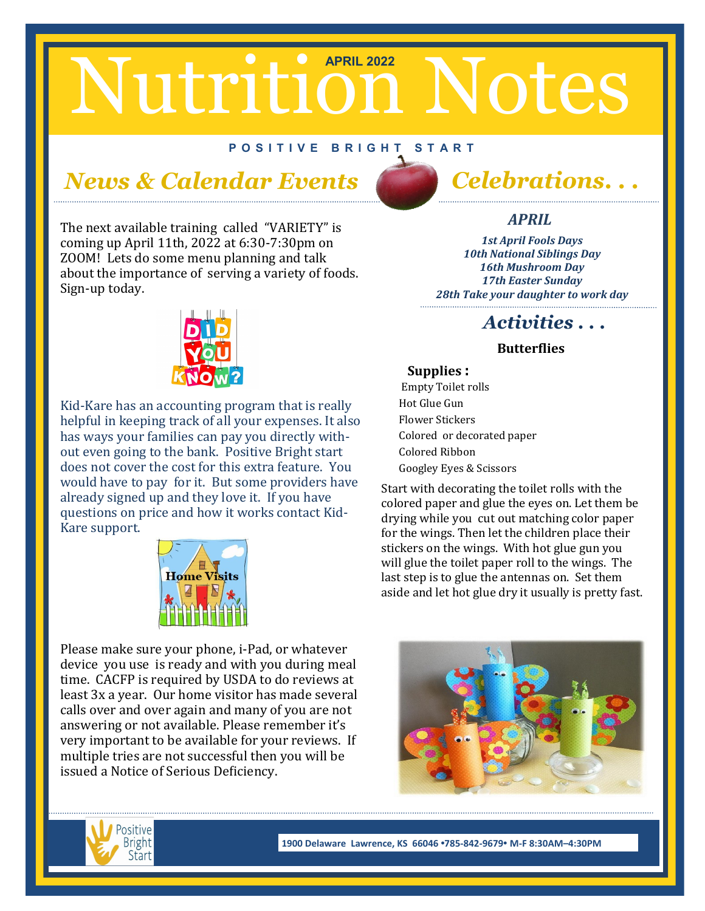# Nutrition Notes

APRIL 2022

POSITIVE BRIGHT START

## *News & Calendar Events*

The next available training called "VARIETY" is coming up April 11th, 2022 at 6:30-7:30pm on ZOOM! Lets do some menu planning and talk about the importance of serving a variety of foods. Sign-up today.

DID YOU KNOW?

Kid-Kare has an accounting program that is really helpful in keeping track of all your expenses. It also has ways your families can pay you directly without even going to the bank. Positive Bright start does not cover the cost for this extra feature. You would have to pay for it. But some providers have already signed up and they love it. If you have questions on price and how it works contact Kid-Kare support.

Home Visits

Please make sure your phone, i-Pad, or whatever device you use is ready and with you during meal time. CACFP is required by USDA to do reviews at least 3x a year. Our home visitor has made several calls over and over again and many of you are not answering or not available. Please remember it's very important to be available for your reviews. If multiple tries are not successful then you will be issued a Notice of Serious Deficiency.

## *Celebrations. . .*

### *APRIL*

***1st April Fools Days***
***10th National Siblings Day***
***16th Mushroom Day***
***17th Easter Sunday***
***28th Take your daughter to work day***

## *Activities . . .*

**Butterflies**

**Supplies :**

- Empty Toilet rolls
- Hot Glue Gun
- Flower Stickers
- Colored or decorated paper
- Colored Ribbon
- Googley Eyes & Scissors

Start with decorating the toilet rolls with the colored paper and glue the eyes on. Let them be drying while you cut out matching color paper for the wings. Then let the children place their stickers on the wings. With hot glue gun you will glue the toilet paper roll to the wings. The last step is to glue the antennas on. Set them aside and let hot glue dry it usually is pretty fast.

Positive Bright Start

**1900 Delaware Lawrence, KS 66046 •785-842-9679• M-F 8:30AM–4:30PM**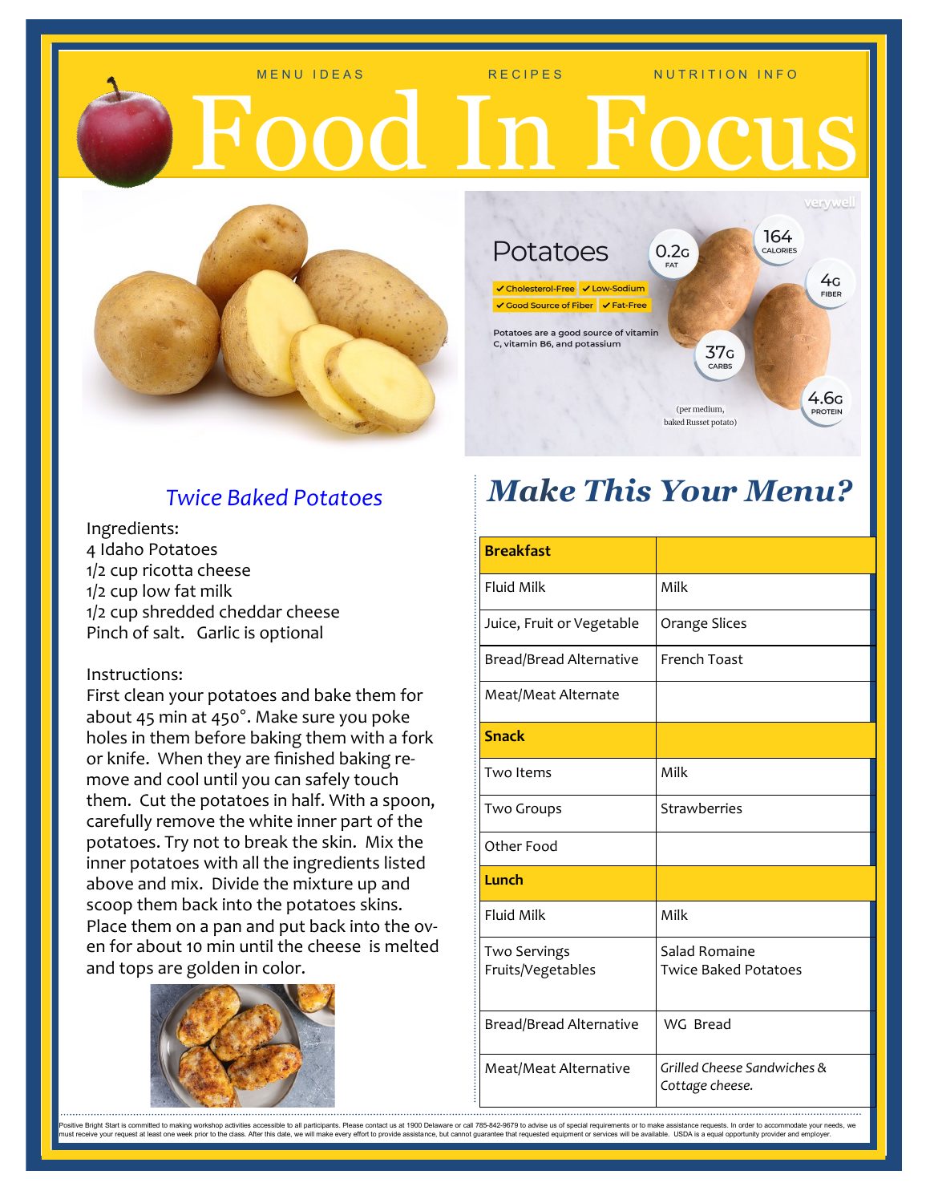MENU IDEAS RECIPES NUTRITION INFO

# Food In Focus

Potatoes

0.2G FAT

164 CALORIES

4G FIBER

37G CARBS

4.6G PROTEIN

✓Cholesterol-Free ✓Low-Sodium ✓Good Source of Fiber ✓Fat-Free

Potatoes are a good source of vitamin C, vitamin B6, and potassium

(per medium, baked Russet potato)

## *Twice Baked Potatoes*

Ingredients:
4 Idaho Potatoes
1/2 cup ricotta cheese
1/2 cup low fat milk
1/2 cup shredded cheddar cheese
Pinch of salt. Garlic is optional

Instructions:
First clean your potatoes and bake them for about 45 min at 450°. Make sure you poke holes in them before baking them with a fork or knife. When they are finished baking remove and cool until you can safely touch them. Cut the potatoes in half. With a spoon, carefully remove the white inner part of the potatoes. Try not to break the skin. Mix the inner potatoes with all the ingredients listed above and mix. Divide the mixture up and scoop them back into the potatoes skins. Place them on a pan and put back into the oven for about 10 min until the cheese is melted and tops are golden in color.

## *Make This Your Menu?*

| | |
|---|---|
| **Breakfast** | |
| Fluid Milk | Milk |
| Juice, Fruit or Vegetable | Orange Slices |
| Bread/Bread Alternative | French Toast |
| Meat/Meat Alternate | |
| **Snack** | |
| Two Items | Milk |
| Two Groups | Strawberries |
| Other Food | |
| **Lunch** | |
| Fluid Milk | Milk |
| Two Servings Fruits/Vegetables | Salad Romaine Twice Baked Potatoes |
| Bread/Bread Alternative | WG Bread |
| Meat/Meat Alternative | *Grilled Cheese Sandwiches & Cottage cheese.* |

Positive Bright Start is committed to making workshop activities accessible to all participants. Please contact us at 1900 Delaware or call 785-842-9679 to advise us of special requirements or to make assistance requests. In order to accommodate your needs, we must receive your request at least one week prior to the class. After this date, we will make every effort to provide assistance, but cannot guarantee that requested equipment or services will be available. USDA is a equal opportunity provider and employer.